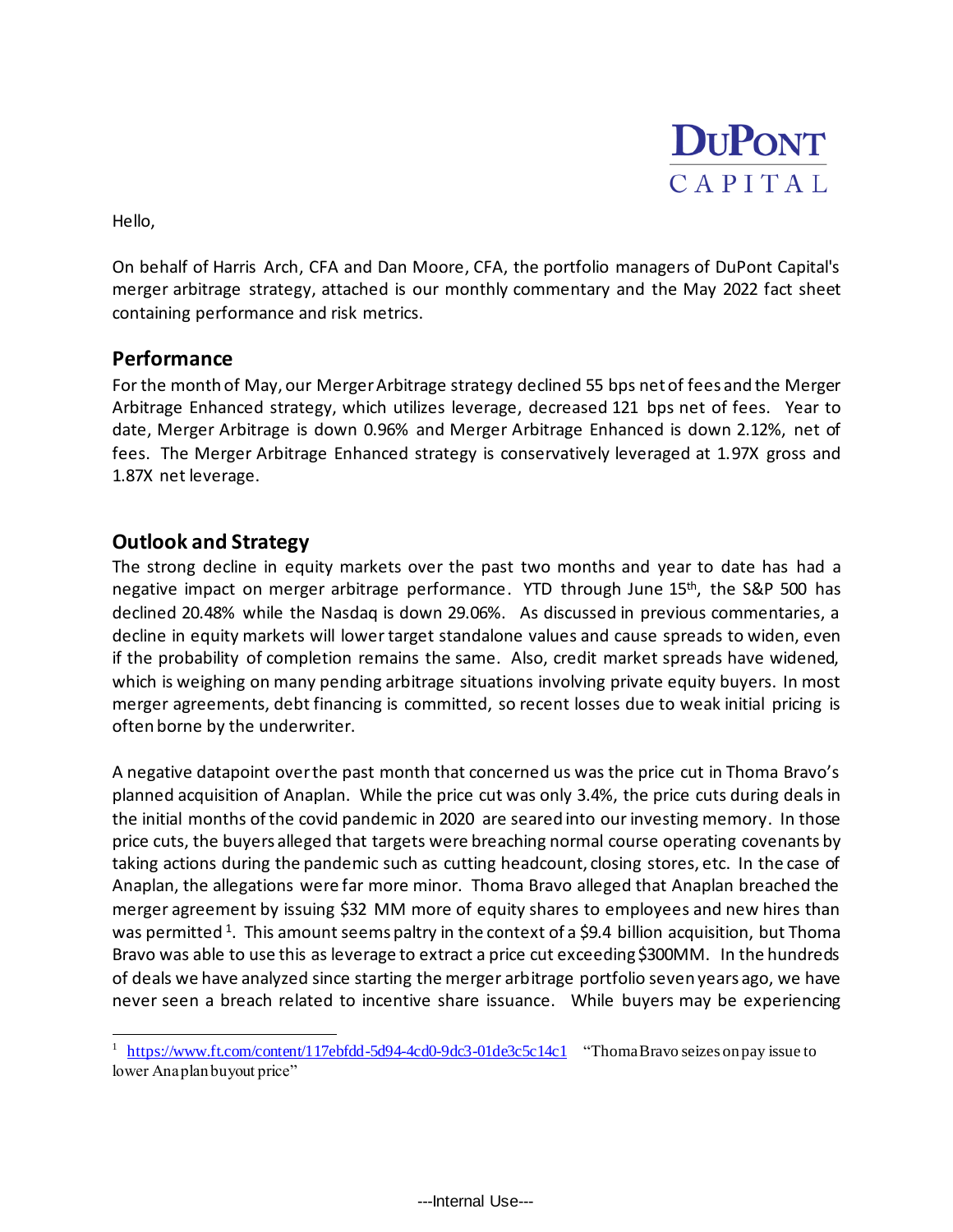DuPont Capital

Hello,

On behalf of Harris Arch, CFA and Dan Moore, CFA, the portfolio managers of DuPont Capital's merger arbitrage strategy, attached is our monthly commentary and the May 2022 fact sheet containing performance and risk metrics.

## Performance

For the month of May, our Merger Arbitrage strategy declined 55 bps net of fees and the Merger Arbitrage Enhanced strategy, which utilizes leverage, decreased 121 bps net of fees. Year to date, Merger Arbitrage is down 0.96% and Merger Arbitrage Enhanced is down 2.12%, net of fees. The Merger Arbitrage Enhanced strategy is conservatively leveraged at 1.97X gross and 1.87X net leverage.

## Outlook and Strategy

The strong decline in equity markets over the past two months and year to date has had a negative impact on merger arbitrage performance. YTD through June 15th, the S&P 500 has declined 20.48% while the Nasdaq is down 29.06%. As discussed in previous commentaries, a decline in equity markets will lower target standalone values and cause spreads to widen, even if the probability of completion remains the same. Also, credit market spreads have widened, which is weighing on many pending arbitrage situations involving private equity buyers. In most merger agreements, debt financing is committed, so recent losses due to weak initial pricing is often borne by the underwriter.

A negative datapoint over the past month that concerned us was the price cut in Thoma Bravo's planned acquisition of Anaplan. While the price cut was only 3.4%, the price cuts during deals in the initial months of the covid pandemic in 2020 are seared into our investing memory. In those price cuts, the buyers alleged that targets were breaching normal course operating covenants by taking actions during the pandemic such as cutting headcount, closing stores, etc. In the case of Anaplan, the allegations were far more minor. Thoma Bravo alleged that Anaplan breached the merger agreement by issuing $32 MM more of equity shares to employees and new hires than was permitted [1]. This amount seems paltry in the context of a $9.4 billion acquisition, but Thoma Bravo was able to use this as leverage to extract a price cut exceeding $300MM. In the hundreds of deals we have analyzed since starting the merger arbitrage portfolio seven years ago, we have never seen a breach related to incentive share issuance. While buyers may be experiencing

[1] https://www.ft.com/content/117ebfdd-5d94-4cd0-9dc3-01de3c5c14c1 "Thoma Bravo seizes on pay issue to lower Anaplan buyout price"

---Internal Use---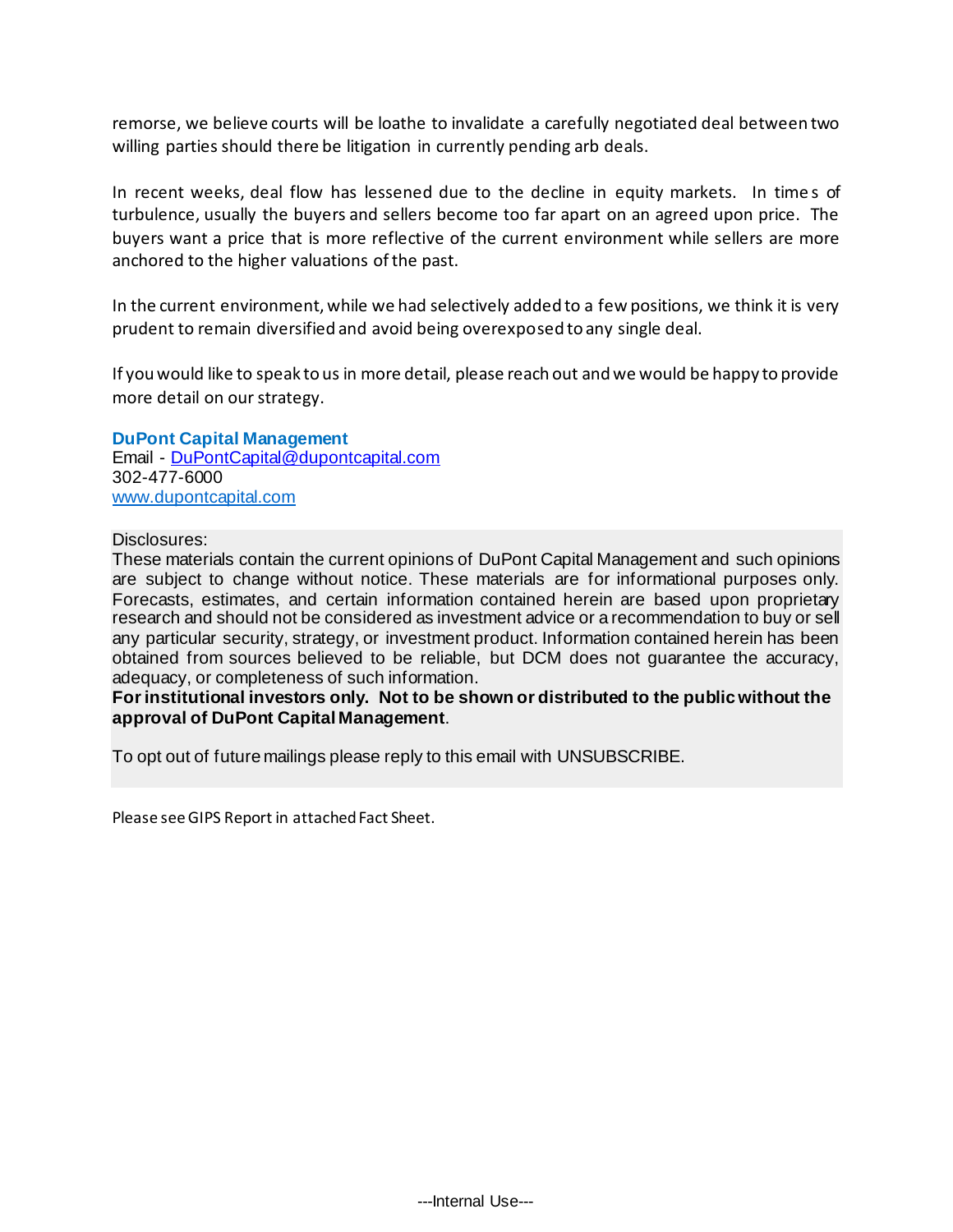remorse, we believe courts will be loathe to invalidate a carefully negotiated deal between two willing parties should there be litigation in currently pending arb deals.

In recent weeks, deal flow has lessened due to the decline in equity markets. In times of turbulence, usually the buyers and sellers become too far apart on an agreed upon price. The buyers want a price that is more reflective of the current environment while sellers are more anchored to the higher valuations of the past.

In the current environment, while we had selectively added to a few positions, we think it is very prudent to remain diversified and avoid being overexposed to any single deal.

If you would like to speak to us in more detail, please reach out and we would be happy to provide more detail on our strategy.

**DuPont Capital Management**
Email - [DuPontCapital@dupontcapital.com](mailto:DuPontCapital@dupontcapital.com)
302-477-6000
[www.dupontcapital.com](http://www.dupontcapital.com)

Disclosures:
These materials contain the current opinions of DuPont Capital Management and such opinions are subject to change without notice. These materials are for informational purposes only. Forecasts, estimates, and certain information contained herein are based upon proprietary research and should not be considered as investment advice or a recommendation to buy or sell any particular security, strategy, or investment product. Information contained herein has been obtained from sources believed to be reliable, but DCM does not guarantee the accuracy, adequacy, or completeness of such information.
**For institutional investors only. Not to be shown or distributed to the public without the approval of DuPont Capital Management**.

To opt out of future mailings please reply to this email with UNSUBSCRIBE.

Please see GIPS Report in attached Fact Sheet.

---Internal Use---